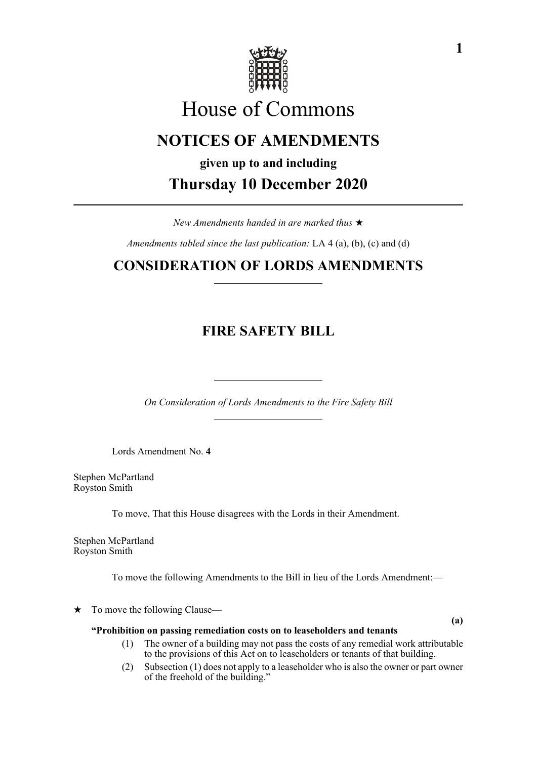# House of Commons

## NOTICES OF AMENDMENTS

**given up to and including**

## Thursday 10 December 2020

---

*New Amendments handed in are marked thus* ★

*Amendments tabled since the last publication:* LA 4 (a), (b), (c) and (d)

## CONSIDERATION OF LORDS AMENDMENTS

---

## FIRE SAFETY BILL

---

*On Consideration of Lords Amendments to the Fire Safety Bill*

---

Lords Amendment No. **4**

Stephen McPartland
Royston Smith

To move, That this House disagrees with the Lords in their Amendment.

Stephen McPartland
Royston Smith

To move the following Amendments to the Bill in lieu of the Lords Amendment:—

★ To move the following Clause—

**(a)**

**"Prohibition on passing remediation costs on to leaseholders and tenants**

(1) The owner of a building may not pass the costs of any remedial work attributable to the provisions of this Act on to leaseholders or tenants of that building.

(2) Subsection (1) does not apply to a leaseholder who is also the owner or part owner of the freehold of the building."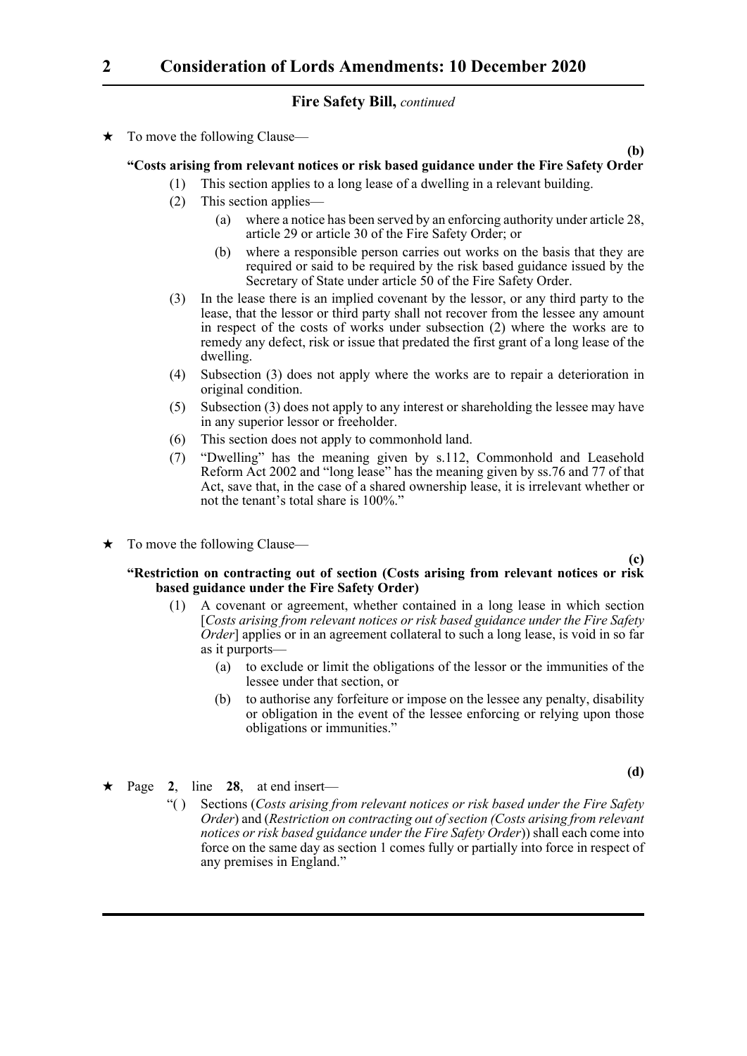★ To move the following Clause—

**(b)**

**"Costs arising from relevant notices or risk based guidance under the Fire Safety Order**

(1) This section applies to a long lease of a dwelling in a relevant building.

(2) This section applies—

(a) where a notice has been served by an enforcing authority under article 28, article 29 or article 30 of the Fire Safety Order; or

(b) where a responsible person carries out works on the basis that they are required or said to be required by the risk based guidance issued by the Secretary of State under article 50 of the Fire Safety Order.

(3) In the lease there is an implied covenant by the lessor, or any third party to the lease, that the lessor or third party shall not recover from the lessee any amount in respect of the costs of works under subsection (2) where the works are to remedy any defect, risk or issue that predated the first grant of a long lease of the dwelling.

(4) Subsection (3) does not apply where the works are to repair a deterioration in original condition.

(5) Subsection (3) does not apply to any interest or shareholding the lessee may have in any superior lessor or freeholder.

(6) This section does not apply to commonhold land.

(7) "Dwelling" has the meaning given by s.112, Commonhold and Leasehold Reform Act 2002 and "long lease" has the meaning given by ss.76 and 77 of that Act, save that, in the case of a shared ownership lease, it is irrelevant whether or not the tenant's total share is 100%."

★ To move the following Clause—

**(c)**

**"Restriction on contracting out of section (Costs arising from relevant notices or risk based guidance under the Fire Safety Order)**

(1) A covenant or agreement, whether contained in a long lease in which section [*Costs arising from relevant notices or risk based guidance under the Fire Safety Order*] applies or in an agreement collateral to such a long lease, is void in so far as it purports—

(a) to exclude or limit the obligations of the lessor or the immunities of the lessee under that section, or

(b) to authorise any forfeiture or impose on the lessee any penalty, disability or obligation in the event of the lessee enforcing or relying upon those obligations or immunities."

**(d)**

★ Page **2**, line **28**, at end insert—

"( ) Sections (*Costs arising from relevant notices or risk based under the Fire Safety Order*) and (*Restriction on contracting out of section (Costs arising from relevant notices or risk based guidance under the Fire Safety Order*)) shall each come into force on the same day as section 1 comes fully or partially into force in respect of any premises in England."